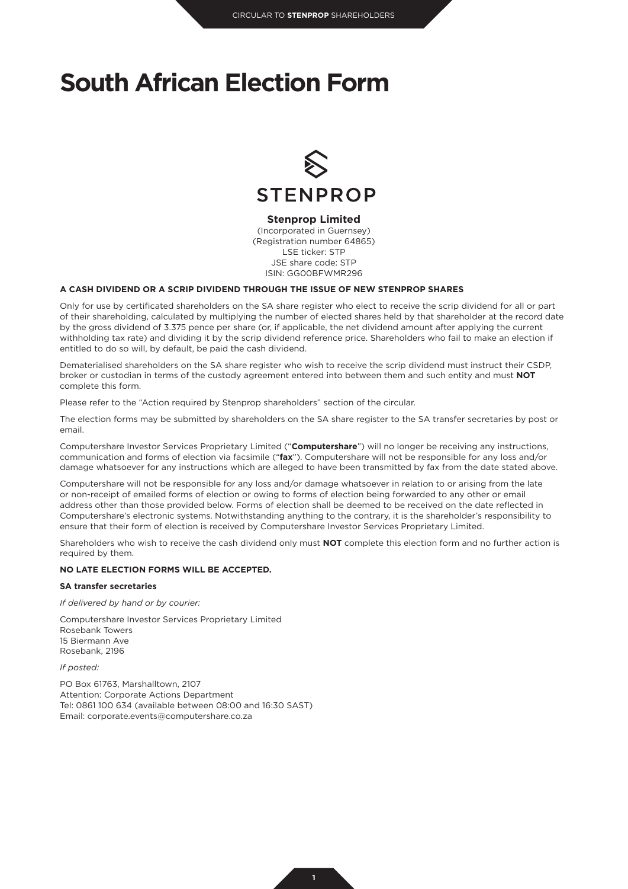# South African Election Form

STENPROP

**Stenprop Limited**
(Incorporated in Guernsey)
(Registration number 64865)
LSE ticker: STP
JSE share code: STP
ISIN: GG00BFWMR296

**A CASH DIVIDEND OR A SCRIP DIVIDEND THROUGH THE ISSUE OF NEW STENPROP SHARES**

Only for use by certificated shareholders on the SA share register who elect to receive the scrip dividend for all or part of their shareholding, calculated by multiplying the number of elected shares held by that shareholder at the record date by the gross dividend of 3.375 pence per share (or, if applicable, the net dividend amount after applying the current withholding tax rate) and dividing it by the scrip dividend reference price. Shareholders who fail to make an election if entitled to do so will, by default, be paid the cash dividend.

Dematerialised shareholders on the SA share register who wish to receive the scrip dividend must instruct their CSDP, broker or custodian in terms of the custody agreement entered into between them and such entity and must **NOT** complete this form.

Please refer to the "Action required by Stenprop shareholders" section of the circular.

The election forms may be submitted by shareholders on the SA share register to the SA transfer secretaries by post or email.

Computershare Investor Services Proprietary Limited ("**Computershare**") will no longer be receiving any instructions, communication and forms of election via facsimile ("**fax**"). Computershare will not be responsible for any loss and/or damage whatsoever for any instructions which are alleged to have been transmitted by fax from the date stated above.

Computershare will not be responsible for any loss and/or damage whatsoever in relation to or arising from the late or non-receipt of emailed forms of election or owing to forms of election being forwarded to any other or email address other than those provided below. Forms of election shall be deemed to be received on the date reflected in Computershare's electronic systems. Notwithstanding anything to the contrary, it is the shareholder's responsibility to ensure that their form of election is received by Computershare Investor Services Proprietary Limited.

Shareholders who wish to receive the cash dividend only must **NOT** complete this election form and no further action is required by them.

**NO LATE ELECTION FORMS WILL BE ACCEPTED.**

**SA transfer secretaries**

*If delivered by hand or by courier:*

Computershare Investor Services Proprietary Limited
Rosebank Towers
15 Biermann Ave
Rosebank, 2196

*If posted:*

PO Box 61763, Marshalltown, 2107
Attention: Corporate Actions Department
Tel: 0861 100 634 (available between 08:00 and 16:30 SAST)
Email: corporate.events@computershare.co.za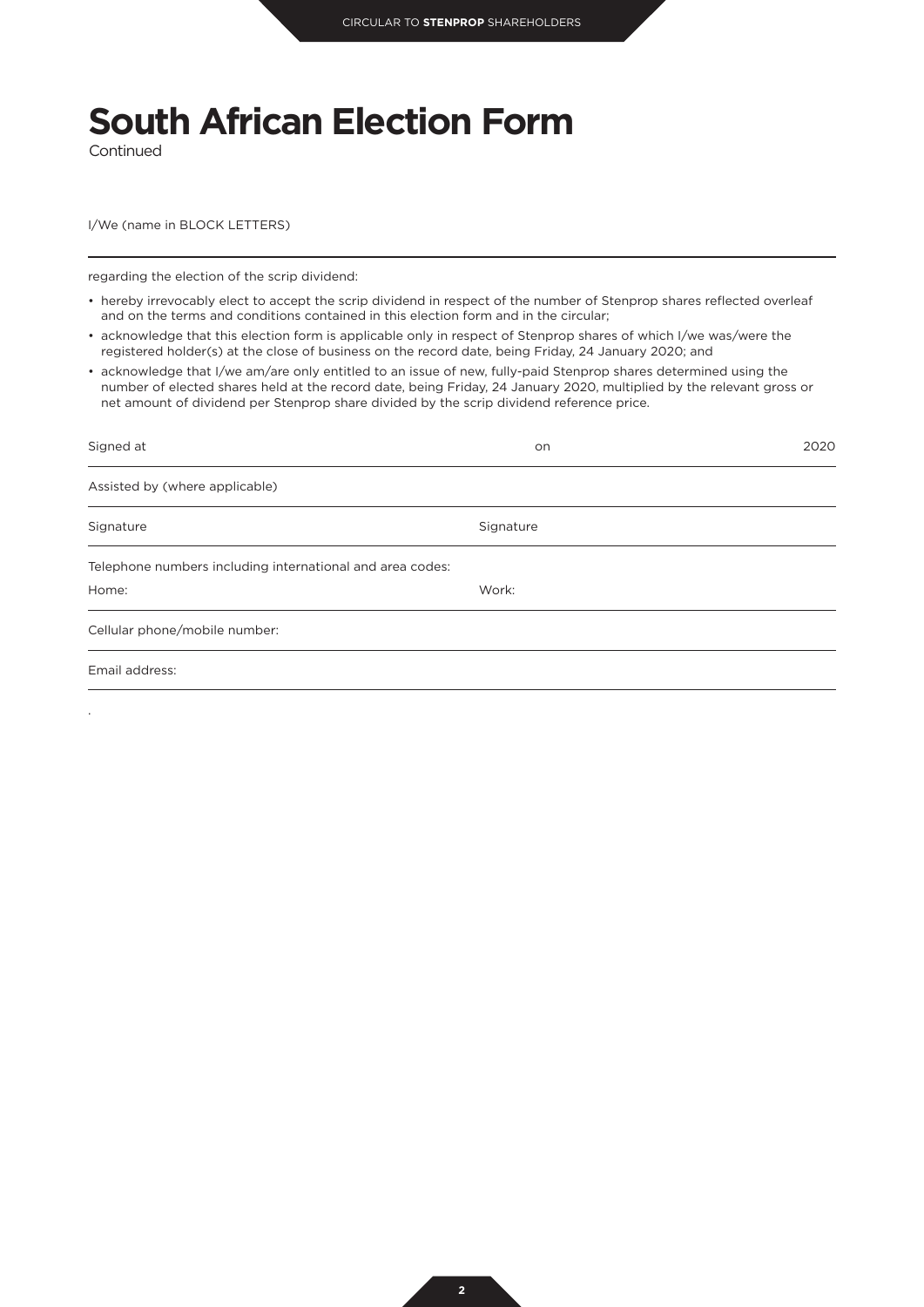# South African Election Form

Continued

I/We (name in BLOCK LETTERS)

---

regarding the election of the scrip dividend:

- hereby irrevocably elect to accept the scrip dividend in respect of the number of Stenprop shares reflected overleaf and on the terms and conditions contained in this election form and in the circular;
- acknowledge that this election form is applicable only in respect of Stenprop shares of which I/we was/were the registered holder(s) at the close of business on the record date, being Friday, 24 January 2020; and
- acknowledge that I/we am/are only entitled to an issue of new, fully-paid Stenprop shares determined using the number of elected shares held at the record date, being Friday, 24 January 2020, multiplied by the relevant gross or net amount of dividend per Stenprop share divided by the scrip dividend reference price.

| Signed at | on | 2020 |
|---|---|---|
| Assisted by (where applicable) | | |
| Signature | Signature | |
| Telephone numbers including international and area codes:<br>Home: | Work: | |
| Cellular phone/mobile number: | | |
| Email address: | | |

.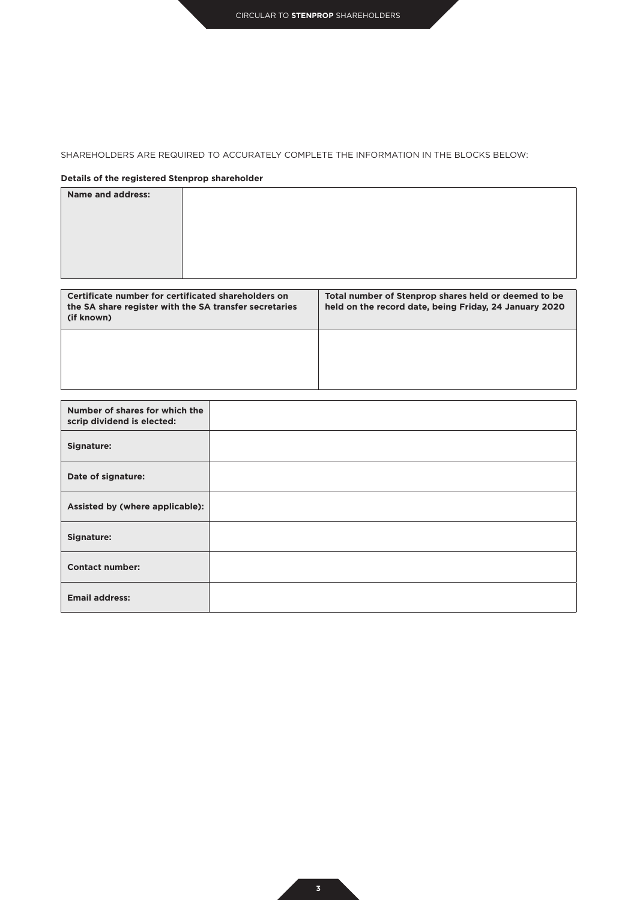SHAREHOLDERS ARE REQUIRED TO ACCURATELY COMPLETE THE INFORMATION IN THE BLOCKS BELOW:

**Details of the registered Stenprop shareholder**

| **Name and address:** | |
|---|---|

| **Certificate number for certificated shareholders on the SA share register with the SA transfer secretaries (if known)** | **Total number of Stenprop shares held or deemed to be held on the record date, being Friday, 24 January 2020** |
|---|---|
| | |

| **Number of shares for which the scrip dividend is elected:** | |
|---|---|
| **Signature:** | |
| **Date of signature:** | |
| **Assisted by (where applicable):** | |
| **Signature:** | |
| **Contact number:** | |
| **Email address:** | |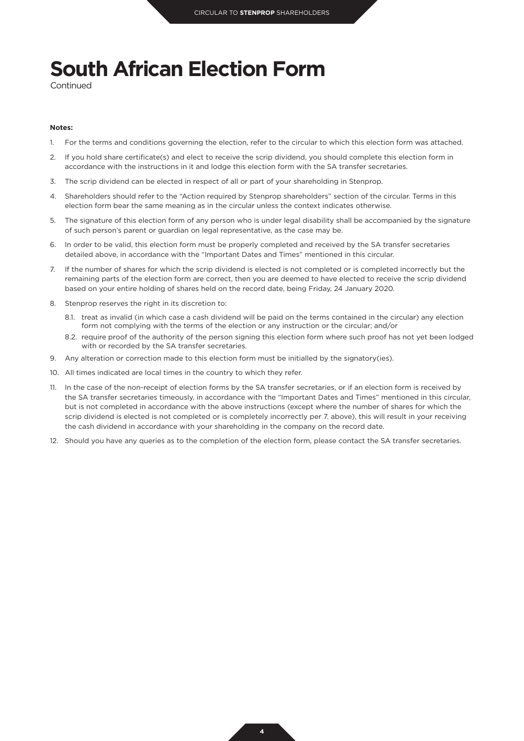# South African Election Form

Continued

**Notes:**

1. For the terms and conditions governing the election, refer to the circular to which this election form was attached.
2. If you hold share certificate(s) and elect to receive the scrip dividend, you should complete this election form in accordance with the instructions in it and lodge this election form with the SA transfer secretaries.
3. The scrip dividend can be elected in respect of all or part of your shareholding in Stenprop.
4. Shareholders should refer to the "Action required by Stenprop shareholders" section of the circular. Terms in this election form bear the same meaning as in the circular unless the context indicates otherwise.
5. The signature of this election form of any person who is under legal disability shall be accompanied by the signature of such person's parent or guardian on legal representative, as the case may be.
6. In order to be valid, this election form must be properly completed and received by the SA transfer secretaries detailed above, in accordance with the "Important Dates and Times" mentioned in this circular.
7. If the number of shares for which the scrip dividend is elected is not completed or is completed incorrectly but the remaining parts of the election form are correct, then you are deemed to have elected to receive the scrip dividend based on your entire holding of shares held on the record date, being Friday, 24 January 2020.
8. Stenprop reserves the right in its discretion to:
   - 8.1. treat as invalid (in which case a cash dividend will be paid on the terms contained in the circular) any election form not complying with the terms of the election or any instruction or the circular; and/or
   - 8.2. require proof of the authority of the person signing this election form where such proof has not yet been lodged with or recorded by the SA transfer secretaries.
9. Any alteration or correction made to this election form must be initialled by the signatory(ies).
10. All times indicated are local times in the country to which they refer.
11. In the case of the non-receipt of election forms by the SA transfer secretaries, or if an election form is received by the SA transfer secretaries timeously, in accordance with the "Important Dates and Times" mentioned in this circular, but is not completed in accordance with the above instructions (except where the number of shares for which the scrip dividend is elected is not completed or is completely incorrectly per 7. above), this will result in your receiving the cash dividend in accordance with your shareholding in the company on the record date.
12. Should you have any queries as to the completion of the election form, please contact the SA transfer secretaries.